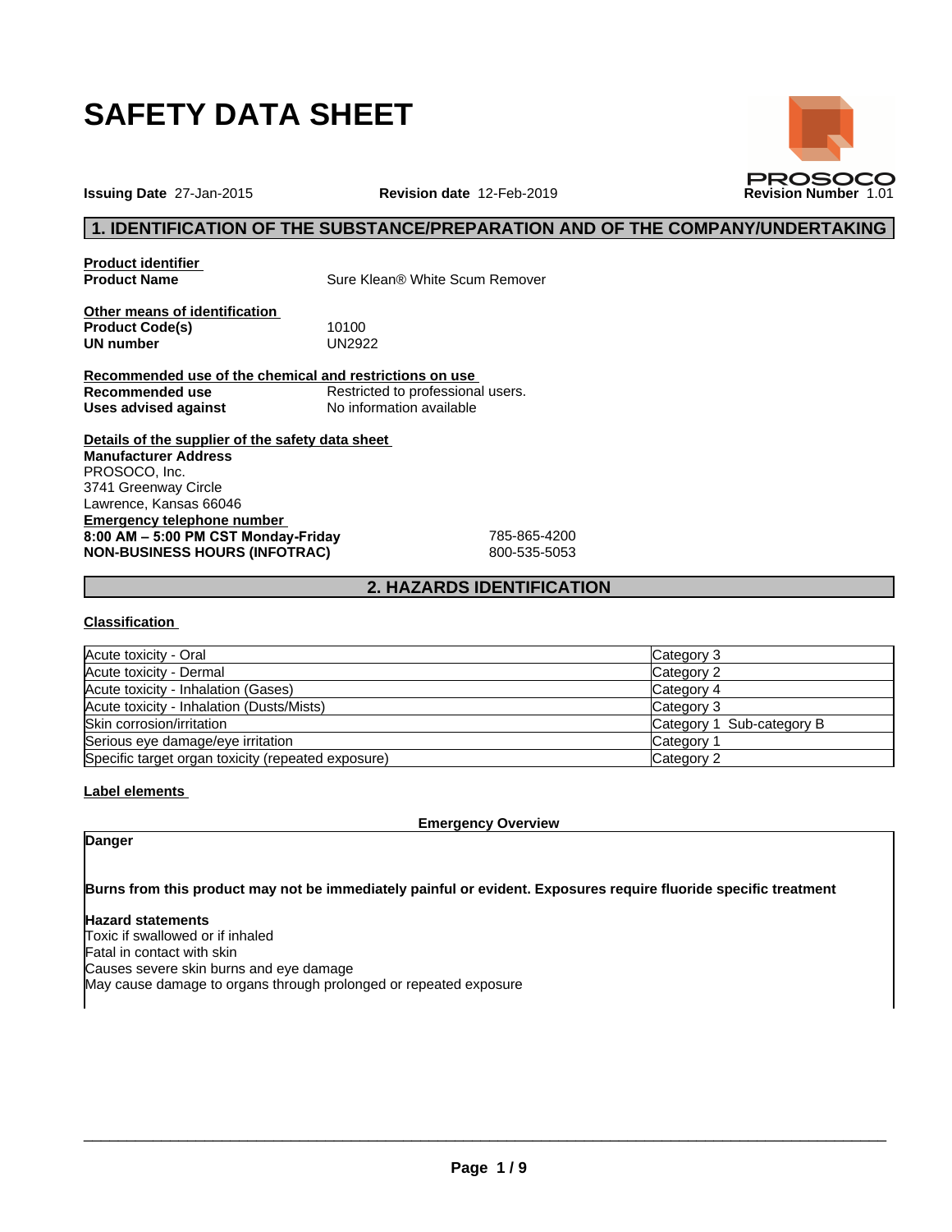# SAFETY DATA SHEET

**Issuing Date** 27-Jan-2015 **Revision date** 12-Feb-2019 **Revision Number** 1.01

PROSOCO

## 1. IDENTIFICATION OF THE SUBSTANCE/PREPARATION AND OF THE COMPANY/UNDERTAKING

**Product identifier**

**Product Name** Sure Klean® White Scum Remover

**Other means of identification**

**Product Code(s)** 10100

**UN number** UN2922

**Recommended use of the chemical and restrictions on use**

**Recommended use** Restricted to professional users.

**Uses advised against** No information available

**Details of the supplier of the safety data sheet**

**Manufacturer Address**
PROSOCO, Inc.
3741 Greenway Circle
Lawrence, Kansas 66046

**Emergency telephone number**

**8:00 AM – 5:00 PM CST Monday-Friday** 785-865-4200

**NON-BUSINESS HOURS (INFOTRAC)** 800-535-5053

## 2. HAZARDS IDENTIFICATION

**Classification**

| | |
|---|---|
| Acute toxicity - Oral | Category 3 |
| Acute toxicity - Dermal | Category 2 |
| Acute toxicity - Inhalation (Gases) | Category 4 |
| Acute toxicity - Inhalation (Dusts/Mists) | Category 3 |
| Skin corrosion/irritation | Category 1 Sub-category B |
| Serious eye damage/eye irritation | Category 1 |
| Specific target organ toxicity (repeated exposure) | Category 2 |

**Label elements**

**Emergency Overview**

**Danger**

**Burns from this product may not be immediately painful or evident. Exposures require fluoride specific treatment**

**Hazard statements**

Toxic if swallowed or if inhaled
Fatal in contact with skin
Causes severe skin burns and eye damage
May cause damage to organs through prolonged or repeated exposure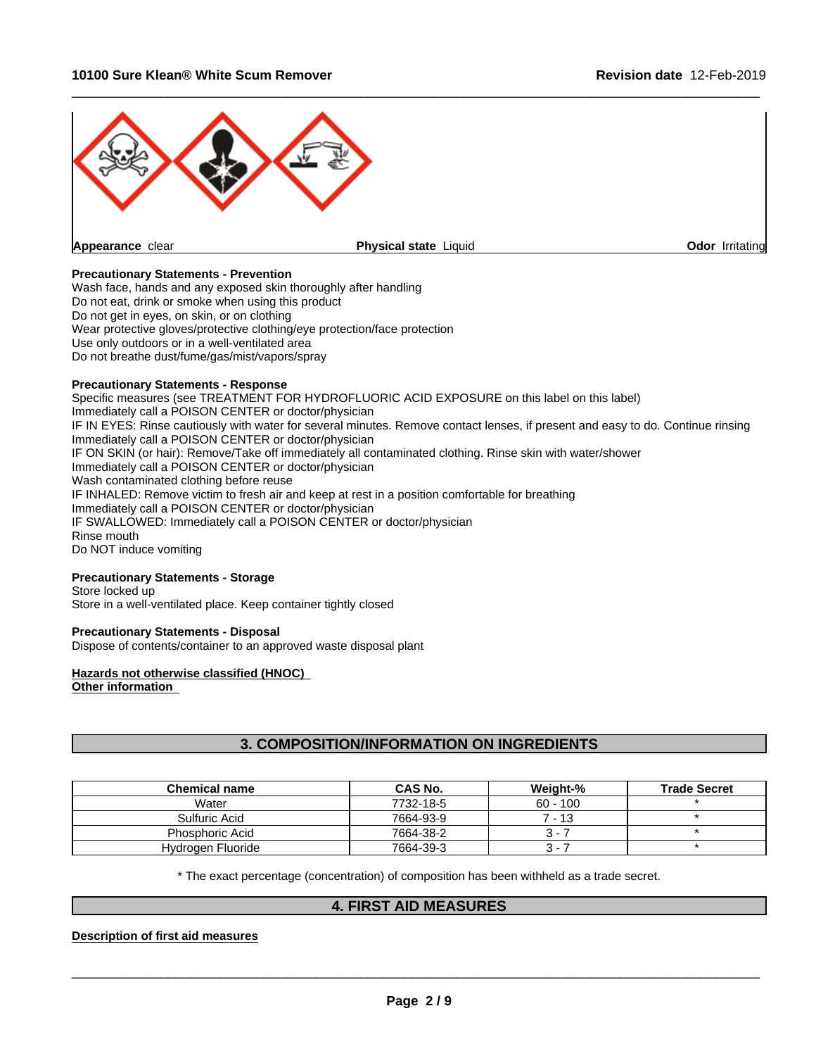**Appearance** clear | **Physical state** Liquid | **Odor** Irritating

**Precautionary Statements - Prevention**

Wash face, hands and any exposed skin thoroughly after handling
Do not eat, drink or smoke when using this product
Do not get in eyes, on skin, or on clothing
Wear protective gloves/protective clothing/eye protection/face protection
Use only outdoors or in a well-ventilated area
Do not breathe dust/fume/gas/mist/vapors/spray

**Precautionary Statements - Response**

Specific measures (see TREATMENT FOR HYDROFLUORIC ACID EXPOSURE on this label on this label)
Immediately call a POISON CENTER or doctor/physician
IF IN EYES: Rinse cautiously with water for several minutes. Remove contact lenses, if present and easy to do. Continue rinsing
Immediately call a POISON CENTER or doctor/physician
IF ON SKIN (or hair): Remove/Take off immediately all contaminated clothing. Rinse skin with water/shower
Immediately call a POISON CENTER or doctor/physician
Wash contaminated clothing before reuse
IF INHALED: Remove victim to fresh air and keep at rest in a position comfortable for breathing
Immediately call a POISON CENTER or doctor/physician
IF SWALLOWED: Immediately call a POISON CENTER or doctor/physician
Rinse mouth
Do NOT induce vomiting

**Precautionary Statements - Storage**

Store locked up
Store in a well-ventilated place. Keep container tightly closed

**Precautionary Statements - Disposal**

Dispose of contents/container to an approved waste disposal plant

**Hazards not otherwise classified (HNOC)**

**Other information**

## 3. COMPOSITION/INFORMATION ON INGREDIENTS

| Chemical name | CAS No. | Weight-% | Trade Secret |
|---|---|---|---|
| Water | 7732-18-5 | 60 - 100 | * |
| Sulfuric Acid | 7664-93-9 | 7 - 13 | * |
| Phosphoric Acid | 7664-38-2 | 3 - 7 | * |
| Hydrogen Fluoride | 7664-39-3 | 3 - 7 | * |

* The exact percentage (concentration) of composition has been withheld as a trade secret.

## 4. FIRST AID MEASURES

**Description of first aid measures**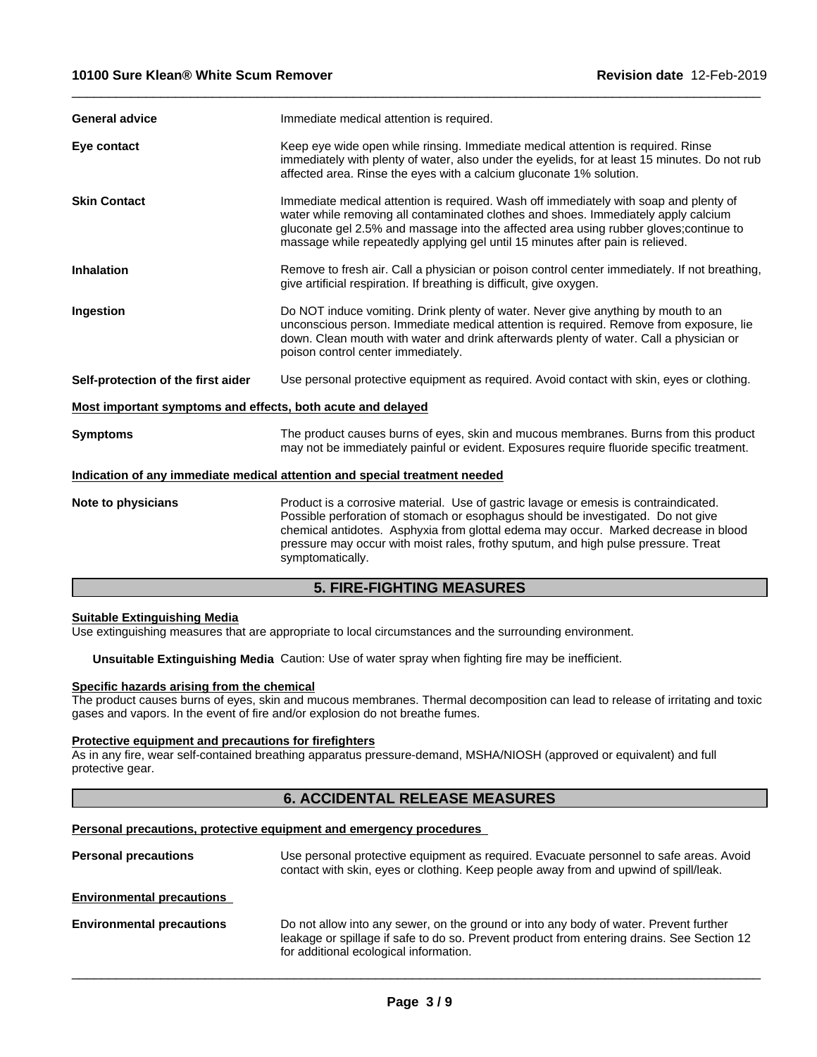**General advice** Immediate medical attention is required.

**Eye contact** Keep eye wide open while rinsing. Immediate medical attention is required. Rinse immediately with plenty of water, also under the eyelids, for at least 15 minutes. Do not rub affected area. Rinse the eyes with a calcium gluconate 1% solution.

**Skin Contact** Immediate medical attention is required. Wash off immediately with soap and plenty of water while removing all contaminated clothes and shoes. Immediately apply calcium gluconate gel 2.5% and massage into the affected area using rubber gloves;continue to massage while repeatedly applying gel until 15 minutes after pain is relieved.

**Inhalation** Remove to fresh air. Call a physician or poison control center immediately. If not breathing, give artificial respiration. If breathing is difficult, give oxygen.

**Ingestion** Do NOT induce vomiting. Drink plenty of water. Never give anything by mouth to an unconscious person. Immediate medical attention is required. Remove from exposure, lie down. Clean mouth with water and drink afterwards plenty of water. Call a physician or poison control center immediately.

**Self-protection of the first aider** Use personal protective equipment as required. Avoid contact with skin, eyes or clothing.

**Most important symptoms and effects, both acute and delayed**

**Symptoms** The product causes burns of eyes, skin and mucous membranes. Burns from this product may not be immediately painful or evident. Exposures require fluoride specific treatment.

**Indication of any immediate medical attention and special treatment needed**

**Note to physicians** Product is a corrosive material. Use of gastric lavage or emesis is contraindicated. Possible perforation of stomach or esophagus should be investigated. Do not give chemical antidotes. Asphyxia from glottal edema may occur. Marked decrease in blood pressure may occur with moist rales, frothy sputum, and high pulse pressure. Treat symptomatically.

## 5. FIRE-FIGHTING MEASURES

**Suitable Extinguishing Media**

Use extinguishing measures that are appropriate to local circumstances and the surrounding environment.

**Unsuitable Extinguishing Media** Caution: Use of water spray when fighting fire may be inefficient.

**Specific hazards arising from the chemical**

The product causes burns of eyes, skin and mucous membranes. Thermal decomposition can lead to release of irritating and toxic gases and vapors. In the event of fire and/or explosion do not breathe fumes.

**Protective equipment and precautions for firefighters**

As in any fire, wear self-contained breathing apparatus pressure-demand, MSHA/NIOSH (approved or equivalent) and full protective gear.

## 6. ACCIDENTAL RELEASE MEASURES

**Personal precautions, protective equipment and emergency procedures**

**Personal precautions** Use personal protective equipment as required. Evacuate personnel to safe areas. Avoid contact with skin, eyes or clothing. Keep people away from and upwind of spill/leak.

**Environmental precautions**

**Environmental precautions** Do not allow into any sewer, on the ground or into any body of water. Prevent further leakage or spillage if safe to do so. Prevent product from entering drains. See Section 12 for additional ecological information.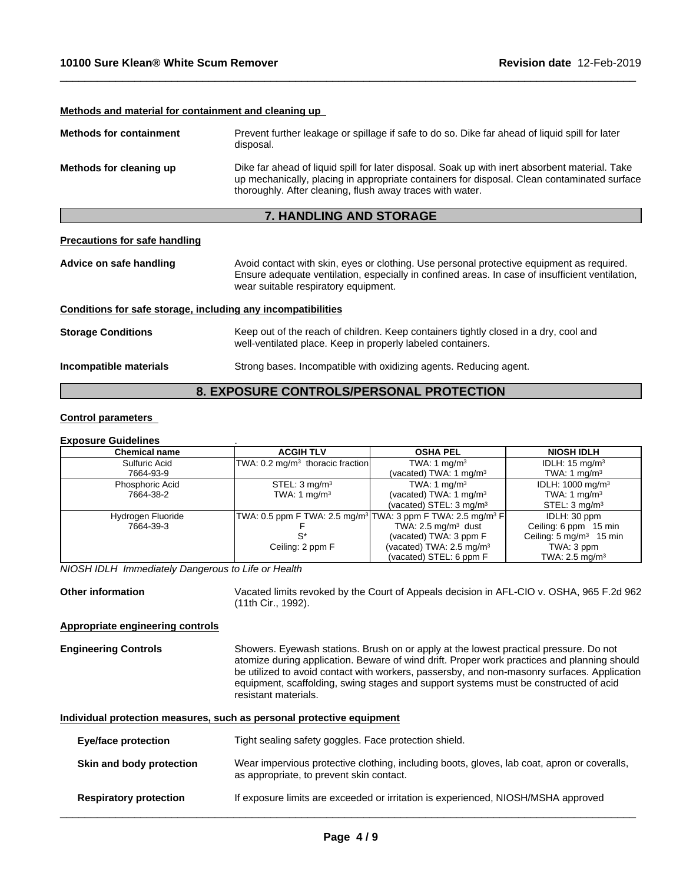#### Methods and material for containment and cleaning up

**Methods for containment** Prevent further leakage or spillage if safe to do so. Dike far ahead of liquid spill for later disposal.

**Methods for cleaning up** Dike far ahead of liquid spill for later disposal. Soak up with inert absorbent material. Take up mechanically, placing in appropriate containers for disposal. Clean contaminated surface thoroughly. After cleaning, flush away traces with water.

## 7. HANDLING AND STORAGE

#### Precautions for safe handling

**Advice on safe handling** Avoid contact with skin, eyes or clothing. Use personal protective equipment as required. Ensure adequate ventilation, especially in confined areas. In case of insufficient ventilation, wear suitable respiratory equipment.

#### Conditions for safe storage, including any incompatibilities

**Storage Conditions** Keep out of the reach of children. Keep containers tightly closed in a dry, cool and well-ventilated place. Keep in properly labeled containers.

**Incompatible materials** Strong bases. Incompatible with oxidizing agents. Reducing agent.

## 8. EXPOSURE CONTROLS/PERSONAL PROTECTION

#### Control parameters

**Exposure Guidelines** .

| Chemical name | ACGIH TLV | OSHA PEL | NIOSH IDLH |
|---|---|---|---|
| Sulfuric Acid<br>7664-93-9 | TWA: 0.2 mg/m$^3$ thoracic fraction | TWA: 1 mg/m$^3$<br>(vacated) TWA: 1 mg/m$^3$ | IDLH: 15 mg/m$^3$<br>TWA: 1 mg/m$^3$ |
| Phosphoric Acid<br>7664-38-2 | STEL: 3 mg/m$^3$<br>TWA: 1 mg/m$^3$ | TWA: 1 mg/m$^3$<br>(vacated) TWA: 1 mg/m$^3$<br>(vacated) STEL: 3 mg/m$^3$ | IDLH: 1000 mg/m$^3$<br>TWA: 1 mg/m$^3$<br>STEL: 3 mg/m$^3$ |
| Hydrogen Fluoride<br>7664-39-3 | TWA: 0.5 ppm F TWA: 2.5 mg/m$^3$ F<br>S*<br>Ceiling: 2 ppm F | TWA: 3 ppm F TWA: 2.5 mg/m$^3$ F<br>TWA: 2.5 mg/m$^3$ dust<br>(vacated) TWA: 3 ppm F<br>(vacated) TWA: 2.5 mg/m$^3$<br>(vacated) STEL: 6 ppm F | IDLH: 30 ppm<br>Ceiling: 6 ppm 15 min<br>Ceiling: 5 mg/m$^3$ 15 min<br>TWA: 3 ppm<br>TWA: 2.5 mg/m$^3$ |

*NIOSH IDLH Immediately Dangerous to Life or Health*

**Other information** Vacated limits revoked by the Court of Appeals decision in AFL-CIO v. OSHA, 965 F.2d 962 (11th Cir., 1992).

#### Appropriate engineering controls

**Engineering Controls** Showers. Eyewash stations. Brush on or apply at the lowest practical pressure. Do not atomize during application. Beware of wind drift. Proper work practices and planning should be utilized to avoid contact with workers, passersby, and non-masonry surfaces. Application equipment, scaffolding, swing stages and support systems must be constructed of acid resistant materials.

#### Individual protection measures, such as personal protective equipment

**Eye/face protection** Tight sealing safety goggles. Face protection shield.

**Skin and body protection** Wear impervious protective clothing, including boots, gloves, lab coat, apron or coveralls, as appropriate, to prevent skin contact.

**Respiratory protection** If exposure limits are exceeded or irritation is experienced, NIOSH/MSHA approved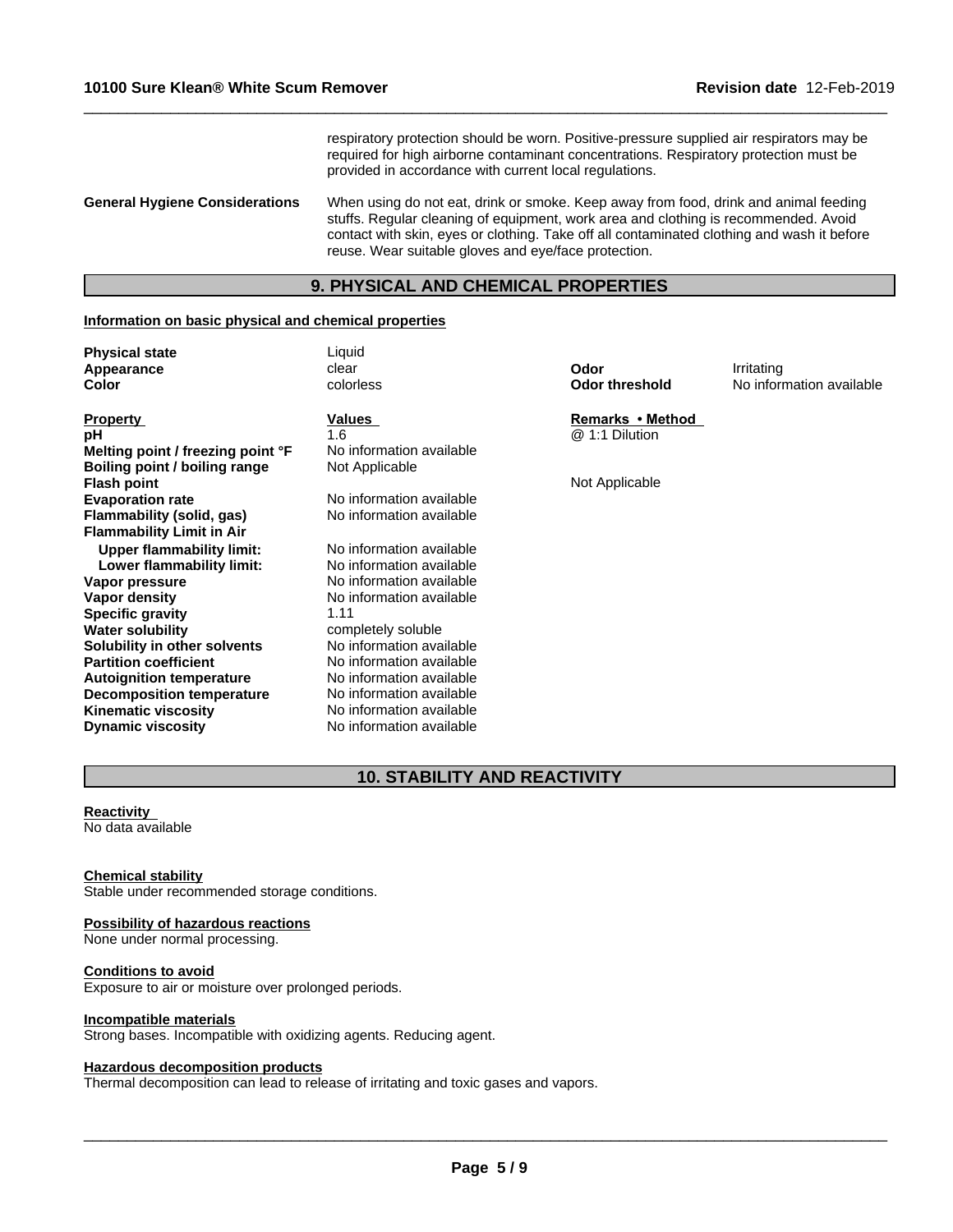respiratory protection should be worn. Positive-pressure supplied air respirators may be required for high airborne contaminant concentrations. Respiratory protection must be provided in accordance with current local regulations.

**General Hygiene Considerations** When using do not eat, drink or smoke. Keep away from food, drink and animal feeding stuffs. Regular cleaning of equipment, work area and clothing is recommended. Avoid contact with skin, eyes or clothing. Take off all contaminated clothing and wash it before reuse. Wear suitable gloves and eye/face protection.

## 9. PHYSICAL AND CHEMICAL PROPERTIES

**Information on basic physical and chemical properties**

| | | | |
|---|---|---|---|
| **Physical state** | Liquid | | |
| **Appearance** | clear | **Odor** | Irritating |
| **Color** | colorless | **Odor threshold** | No information available |

| **Property** | **Values** | **Remarks • Method** |
|---|---|---|
| **pH** | 1.6 | @ 1:1 Dilution |
| **Melting point / freezing point °F** | No information available | |
| **Boiling point / boiling range** | Not Applicable | |
| **Flash point** | | Not Applicable |
| **Evaporation rate** | No information available | |
| **Flammability (solid, gas)** | No information available | |
| **Flammability Limit in Air** | | |
| **Upper flammability limit:** | No information available | |
| **Lower flammability limit:** | No information available | |
| **Vapor pressure** | No information available | |
| **Vapor density** | No information available | |
| **Specific gravity** | 1.11 | |
| **Water solubility** | completely soluble | |
| **Solubility in other solvents** | No information available | |
| **Partition coefficient** | No information available | |
| **Autoignition temperature** | No information available | |
| **Decomposition temperature** | No information available | |
| **Kinematic viscosity** | No information available | |
| **Dynamic viscosity** | No information available | |

## 10. STABILITY AND REACTIVITY

**Reactivity**
No data available

**Chemical stability**
Stable under recommended storage conditions.

**Possibility of hazardous reactions**
None under normal processing.

**Conditions to avoid**
Exposure to air or moisture over prolonged periods.

**Incompatible materials**
Strong bases. Incompatible with oxidizing agents. Reducing agent.

**Hazardous decomposition products**
Thermal decomposition can lead to release of irritating and toxic gases and vapors.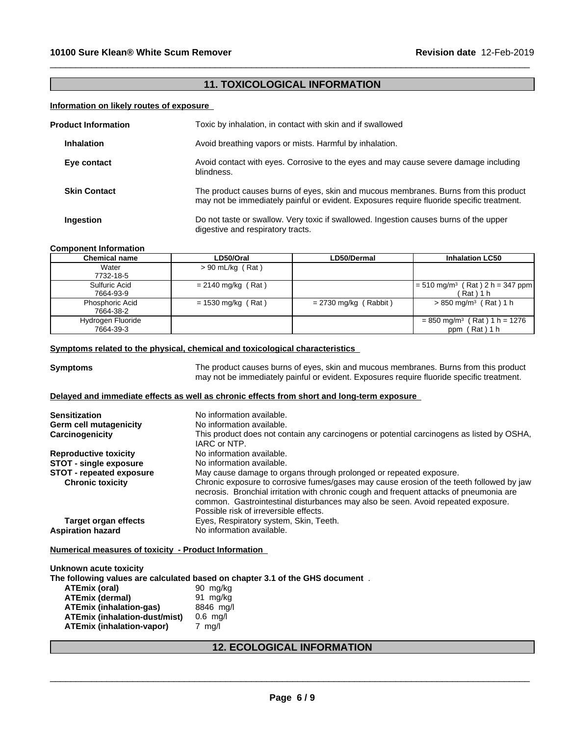## 11. TOXICOLOGICAL INFORMATION

**Information on likely routes of exposure**

**Product Information** Toxic by inhalation, in contact with skin and if swallowed

**Inhalation** Avoid breathing vapors or mists. Harmful by inhalation.

**Eye contact** Avoid contact with eyes. Corrosive to the eyes and may cause severe damage including blindness.

**Skin Contact** The product causes burns of eyes, skin and mucous membranes. Burns from this product may not be immediately painful or evident. Exposures require fluoride specific treatment.

**Ingestion** Do not taste or swallow. Very toxic if swallowed. Ingestion causes burns of the upper digestive and respiratory tracts.

**Component Information**

| Chemical name | LD50/Oral | LD50/Dermal | Inhalation LC50 |
|---|---|---|---|
| Water 7732-18-5 | > 90 mL/kg ( Rat ) | | |
| Sulfuric Acid 7664-93-9 | = 2140 mg/kg ( Rat ) | | = 510 mg/m$^3$ ( Rat ) 2 h = 347 ppm ( Rat ) 1 h |
| Phosphoric Acid 7664-38-2 | = 1530 mg/kg ( Rat ) | = 2730 mg/kg ( Rabbit ) | > 850 mg/m$^3$ ( Rat ) 1 h |
| Hydrogen Fluoride 7664-39-3 | | | = 850 mg/m$^3$ ( Rat ) 1 h = 1276 ppm ( Rat ) 1 h |

**Symptoms related to the physical, chemical and toxicological characteristics**

**Symptoms** The product causes burns of eyes, skin and mucous membranes. Burns from this product may not be immediately painful or evident. Exposures require fluoride specific treatment.

**Delayed and immediate effects as well as chronic effects from short and long-term exposure**

**Sensitization** No information available.
**Germ cell mutagenicity** No information available.
**Carcinogenicity** This product does not contain any carcinogens or potential carcinogens as listed by OSHA, IARC or NTP.
**Reproductive toxicity** No information available.
**STOT - single exposure** No information available.
**STOT - repeated exposure** May cause damage to organs through prolonged or repeated exposure.
**Chronic toxicity** Chronic exposure to corrosive fumes/gases may cause erosion of the teeth followed by jaw necrosis. Bronchial irritation with chronic cough and frequent attacks of pneumonia are common. Gastrointestinal disturbances may also be seen. Avoid repeated exposure. Possible risk of irreversible effects.
**Target organ effects** Eyes, Respiratory system, Skin, Teeth.
**Aspiration hazard** No information available.

**Numerical measures of toxicity - Product Information**

**Unknown acute toxicity**
**The following values are calculated based on chapter 3.1 of the GHS document** .

**ATEmix (oral)** 90 mg/kg
**ATEmix (dermal)** 91 mg/kg
**ATEmix (inhalation-gas)** 8846 mg/l
**ATEmix (inhalation-dust/mist)** 0.6 mg/l
**ATEmix (inhalation-vapor)** 7 mg/l

## 12. ECOLOGICAL INFORMATION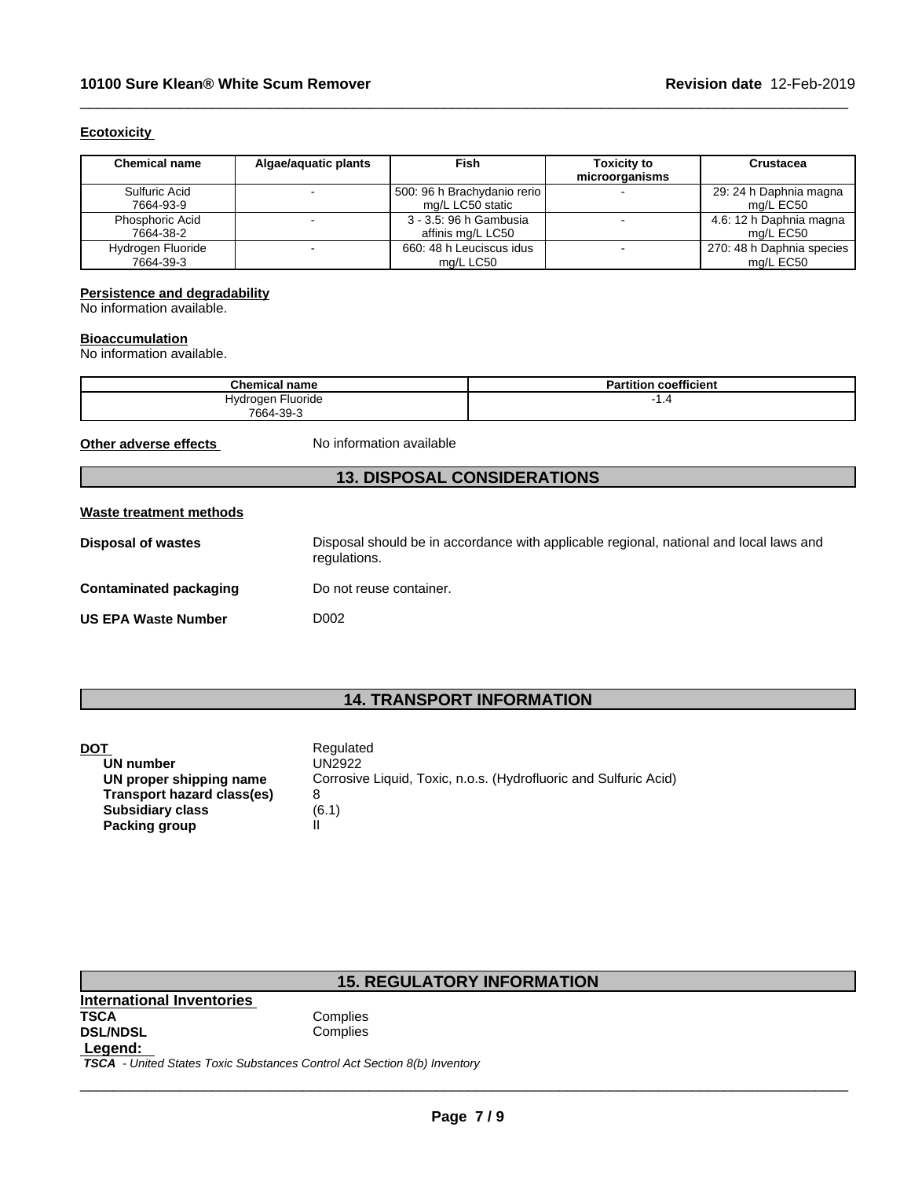### Ecotoxicity

| Chemical name | Algae/aquatic plants | Fish | Toxicity to microorganisms | Crustacea |
|---|---|---|---|---|
| Sulfuric Acid 7664-93-9 | - | 500: 96 h Brachydanio rerio mg/L LC50 static | - | 29: 24 h Daphnia magna mg/L EC50 |
| Phosphoric Acid 7664-38-2 | - | 3 - 3.5: 96 h Gambusia affinis mg/L LC50 | - | 4.6: 12 h Daphnia magna mg/L EC50 |
| Hydrogen Fluoride 7664-39-3 | - | 660: 48 h Leuciscus idus mg/L LC50 | - | 270: 48 h Daphnia species mg/L EC50 |

### Persistence and degradability

No information available.

### Bioaccumulation

No information available.

| Chemical name | Partition coefficient |
|---|---|
| Hydrogen Fluoride 7664-39-3 | -1.4 |

**Other adverse effects** No information available

## 13. DISPOSAL CONSIDERATIONS

### Waste treatment methods

**Disposal of wastes** Disposal should be in accordance with applicable regional, national and local laws and regulations.

**Contaminated packaging** Do not reuse container.

**US EPA Waste Number** D002

## 14. TRANSPORT INFORMATION

**DOT** Regulated

- **UN number** UN2922
- **UN proper shipping name** Corrosive Liquid, Toxic, n.o.s. (Hydrofluoric and Sulfuric Acid)
- **Transport hazard class(es)** 8
- **Subsidiary class** (6.1)
- **Packing group** II

## 15. REGULATORY INFORMATION

**International Inventories**

**TSCA** Complies
**DSL/NDSL** Complies

**Legend:**

***TSCA*** *- United States Toxic Substances Control Act Section 8(b) Inventory*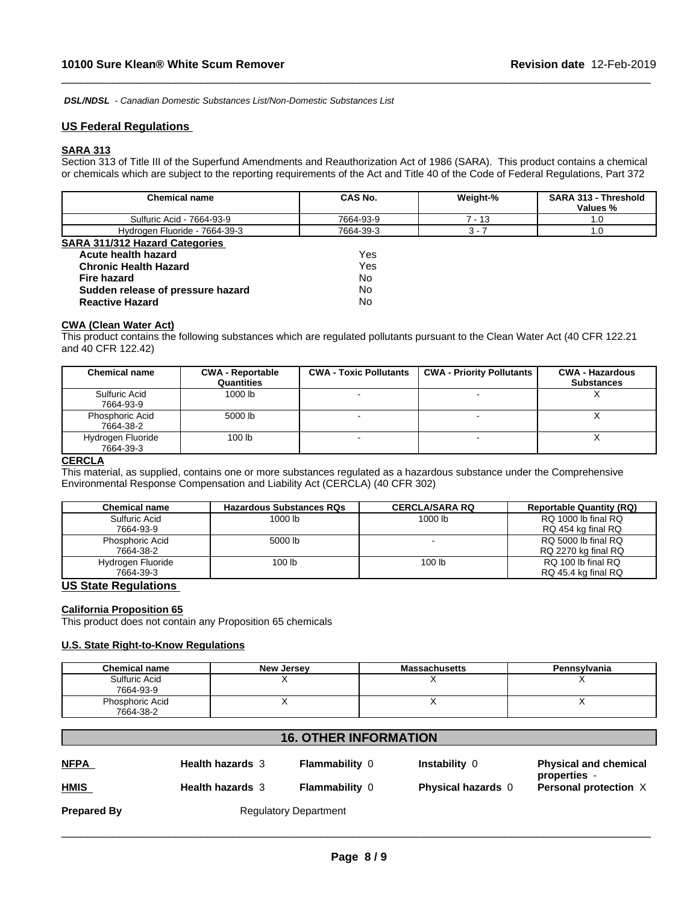*DSL/NDSL - Canadian Domestic Substances List/Non-Domestic Substances List*

## US Federal Regulations

### SARA 313

Section 313 of Title III of the Superfund Amendments and Reauthorization Act of 1986 (SARA). This product contains a chemical or chemicals which are subject to the reporting requirements of the Act and Title 40 of the Code of Federal Regulations, Part 372

| Chemical name | CAS No. | Weight-% | SARA 313 - Threshold Values % |
|---|---|---|---|
| Sulfuric Acid - 7664-93-9 | 7664-93-9 | 7 - 13 | 1.0 |
| Hydrogen Fluoride - 7664-39-3 | 7664-39-3 | 3 - 7 | 1.0 |

### SARA 311/312 Hazard Categories

| | |
|---|---|
| **Acute health hazard** | Yes |
| **Chronic Health Hazard** | Yes |
| **Fire hazard** | No |
| **Sudden release of pressure hazard** | No |
| **Reactive Hazard** | No |

### CWA (Clean Water Act)

This product contains the following substances which are regulated pollutants pursuant to the Clean Water Act (40 CFR 122.21 and 40 CFR 122.42)

| Chemical name | CWA - Reportable Quantities | CWA - Toxic Pollutants | CWA - Priority Pollutants | CWA - Hazardous Substances |
|---|---|---|---|---|
| Sulfuric Acid 7664-93-9 | 1000 lb | - | - | X |
| Phosphoric Acid 7664-38-2 | 5000 lb | - | - | X |
| Hydrogen Fluoride 7664-39-3 | 100 lb | - | - | X |

### CERCLA

This material, as supplied, contains one or more substances regulated as a hazardous substance under the Comprehensive Environmental Response Compensation and Liability Act (CERCLA) (40 CFR 302)

| Chemical name | Hazardous Substances RQs | CERCLA/SARA RQ | Reportable Quantity (RQ) |
|---|---|---|---|
| Sulfuric Acid 7664-93-9 | 1000 lb | 1000 lb | RQ 1000 lb final RQ RQ 454 kg final RQ |
| Phosphoric Acid 7664-38-2 | 5000 lb | - | RQ 5000 lb final RQ RQ 2270 kg final RQ |
| Hydrogen Fluoride 7664-39-3 | 100 lb | 100 lb | RQ 100 lb final RQ RQ 45.4 kg final RQ |

## US State Regulations

### California Proposition 65

This product does not contain any Proposition 65 chemicals

### U.S. State Right-to-Know Regulations

| Chemical name | New Jersey | Massachusetts | Pennsylvania |
|---|---|---|---|
| Sulfuric Acid 7664-93-9 | X | X | X |
| Phosphoric Acid 7664-38-2 | X | X | X |

## 16. OTHER INFORMATION

| | | | | |
|---|---|---|---|---|
| **NFPA** | **Health hazards** 3 | **Flammability** 0 | **Instability** 0 | **Physical and chemical properties** - |
| **HMIS** | **Health hazards** 3 | **Flammability** 0 | **Physical hazards** 0 | **Personal protection** X |

**Prepared By** Regulatory Department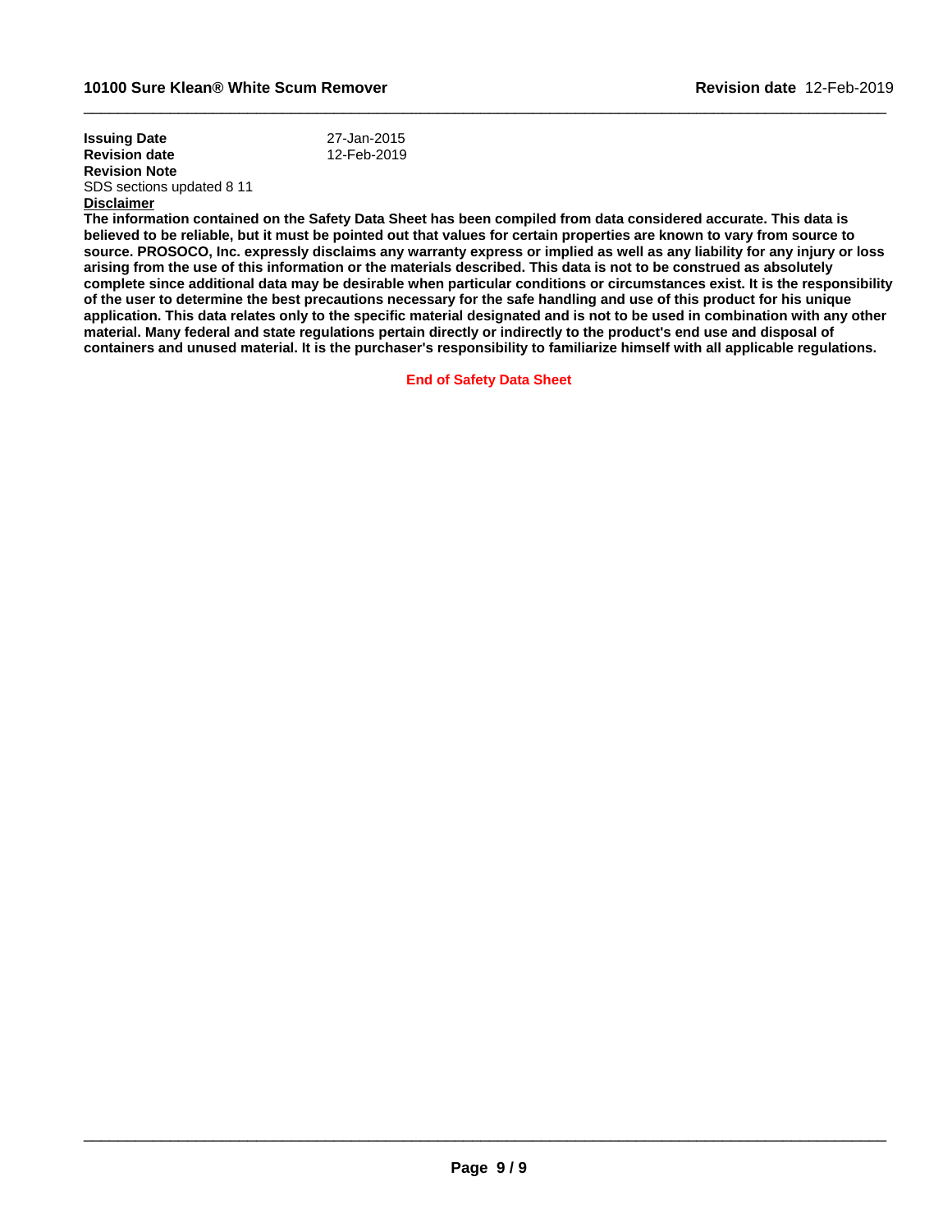**Issuing Date** 27-Jan-2015

**Revision date** 12-Feb-2019

**Revision Note**

SDS sections updated 8 11

**Disclaimer**

**The information contained on the Safety Data Sheet has been compiled from data considered accurate. This data is believed to be reliable, but it must be pointed out that values for certain properties are known to vary from source to source. PROSOCO, Inc. expressly disclaims any warranty express or implied as well as any liability for any injury or loss arising from the use of this information or the materials described. This data is not to be construed as absolutely complete since additional data may be desirable when particular conditions or circumstances exist. It is the responsibility of the user to determine the best precautions necessary for the safe handling and use of this product for his unique application. This data relates only to the specific material designated and is not to be used in combination with any other material. Many federal and state regulations pertain directly or indirectly to the product's end use and disposal of containers and unused material. It is the purchaser's responsibility to familiarize himself with all applicable regulations.**

**End of Safety Data Sheet**